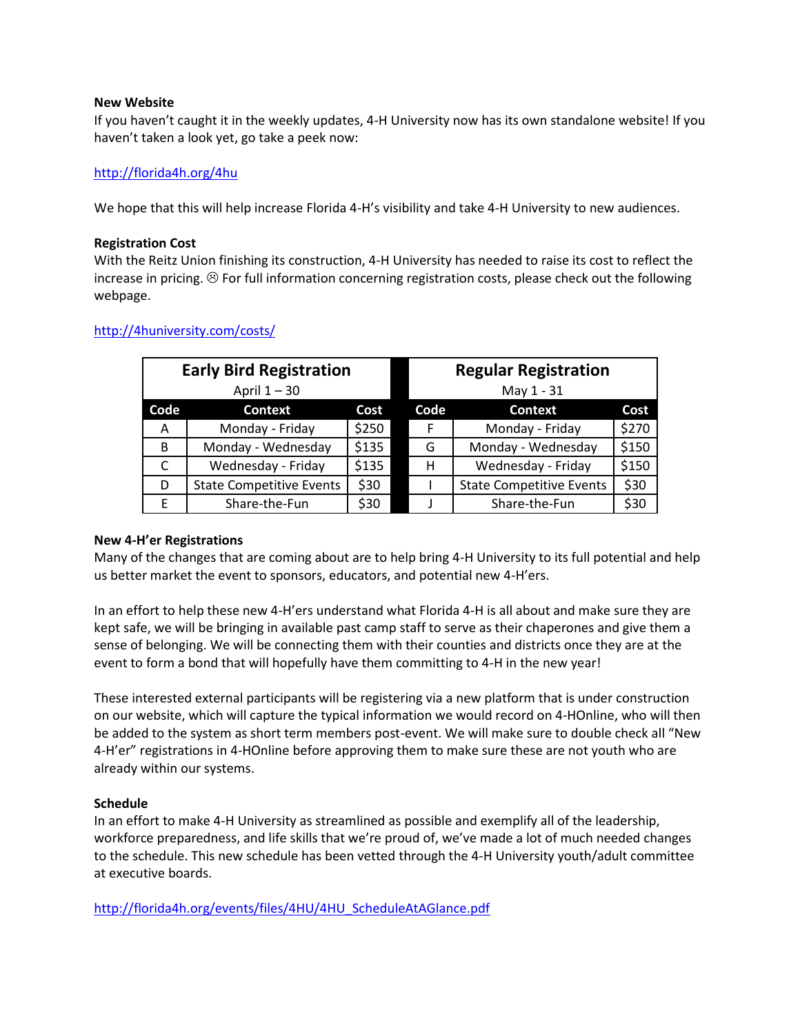**New Website**

If you haven't caught it in the weekly updates, 4-H University now has its own standalone website! If you haven't taken a look yet, go take a peek now:

http://florida4h.org/4hu

We hope that this will help increase Florida 4-H's visibility and take 4-H University to new audiences.

**Registration Cost**

With the Reitz Union finishing its construction, 4-H University has needed to raise its cost to reflect the increase in pricing. ☹ For full information concerning registration costs, please check out the following webpage.

http://4huniversity.com/costs/

| Early Bird Registration April 1 – 30 | | | Regular Registration May 1 - 31 | | |
|---|---|---|---|---|---|
| **Code** | **Context** | **Cost** | **Code** | **Context** | **Cost** |
| A | Monday - Friday | $250 | F | Monday - Friday | $270 |
| B | Monday - Wednesday | $135 | G | Monday - Wednesday | $150 |
| C | Wednesday - Friday | $135 | H | Wednesday - Friday | $150 |
| D | State Competitive Events | $30 | I | State Competitive Events | $30 |
| E | Share-the-Fun | $30 | J | Share-the-Fun | $30 |

**New 4-H'er Registrations**

Many of the changes that are coming about are to help bring 4-H University to its full potential and help us better market the event to sponsors, educators, and potential new 4-H'ers.

In an effort to help these new 4-H'ers understand what Florida 4-H is all about and make sure they are kept safe, we will be bringing in available past camp staff to serve as their chaperones and give them a sense of belonging. We will be connecting them with their counties and districts once they are at the event to form a bond that will hopefully have them committing to 4-H in the new year!

These interested external participants will be registering via a new platform that is under construction on our website, which will capture the typical information we would record on 4-HOnline, who will then be added to the system as short term members post-event. We will make sure to double check all "New 4-H'er" registrations in 4-HOnline before approving them to make sure these are not youth who are already within our systems.

**Schedule**

In an effort to make 4-H University as streamlined as possible and exemplify all of the leadership, workforce preparedness, and life skills that we're proud of, we've made a lot of much needed changes to the schedule. This new schedule has been vetted through the 4-H University youth/adult committee at executive boards.

http://florida4h.org/events/files/4HU/4HU_ScheduleAtAGlance.pdf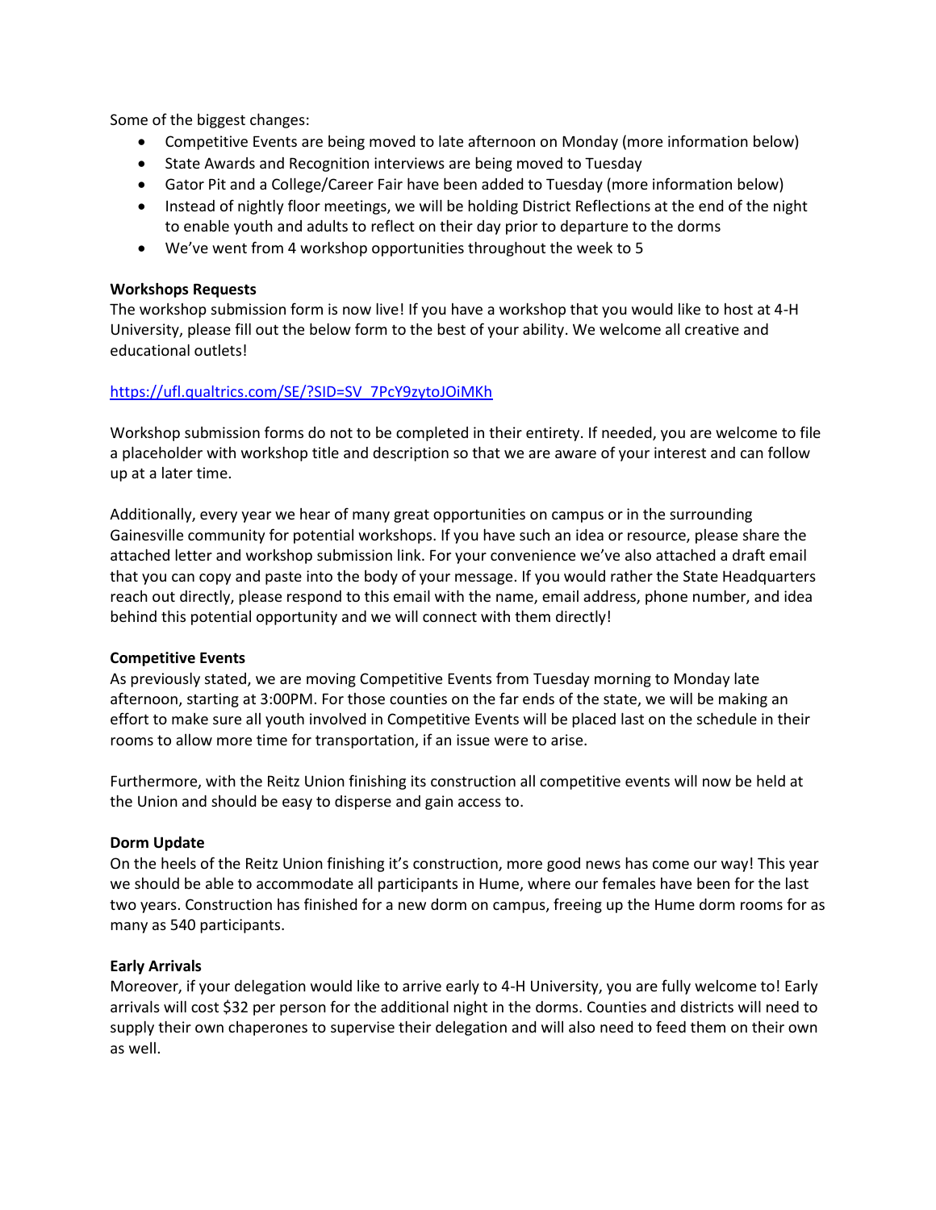Some of the biggest changes:

- Competitive Events are being moved to late afternoon on Monday (more information below)
- State Awards and Recognition interviews are being moved to Tuesday
- Gator Pit and a College/Career Fair have been added to Tuesday (more information below)
- Instead of nightly floor meetings, we will be holding District Reflections at the end of the night to enable youth and adults to reflect on their day prior to departure to the dorms
- We've went from 4 workshop opportunities throughout the week to 5

**Workshops Requests**

The workshop submission form is now live! If you have a workshop that you would like to host at 4-H University, please fill out the below form to the best of your ability. We welcome all creative and educational outlets!

https://ufl.qualtrics.com/SE/?SID=SV_7PcY9zytoJOiMKh

Workshop submission forms do not to be completed in their entirety. If needed, you are welcome to file a placeholder with workshop title and description so that we are aware of your interest and can follow up at a later time.

Additionally, every year we hear of many great opportunities on campus or in the surrounding Gainesville community for potential workshops. If you have such an idea or resource, please share the attached letter and workshop submission link. For your convenience we've also attached a draft email that you can copy and paste into the body of your message. If you would rather the State Headquarters reach out directly, please respond to this email with the name, email address, phone number, and idea behind this potential opportunity and we will connect with them directly!

**Competitive Events**

As previously stated, we are moving Competitive Events from Tuesday morning to Monday late afternoon, starting at 3:00PM. For those counties on the far ends of the state, we will be making an effort to make sure all youth involved in Competitive Events will be placed last on the schedule in their rooms to allow more time for transportation, if an issue were to arise.

Furthermore, with the Reitz Union finishing its construction all competitive events will now be held at the Union and should be easy to disperse and gain access to.

**Dorm Update**

On the heels of the Reitz Union finishing it's construction, more good news has come our way! This year we should be able to accommodate all participants in Hume, where our females have been for the last two years. Construction has finished for a new dorm on campus, freeing up the Hume dorm rooms for as many as 540 participants.

**Early Arrivals**

Moreover, if your delegation would like to arrive early to 4-H University, you are fully welcome to! Early arrivals will cost $32 per person for the additional night in the dorms. Counties and districts will need to supply their own chaperones to supervise their delegation and will also need to feed them on their own as well.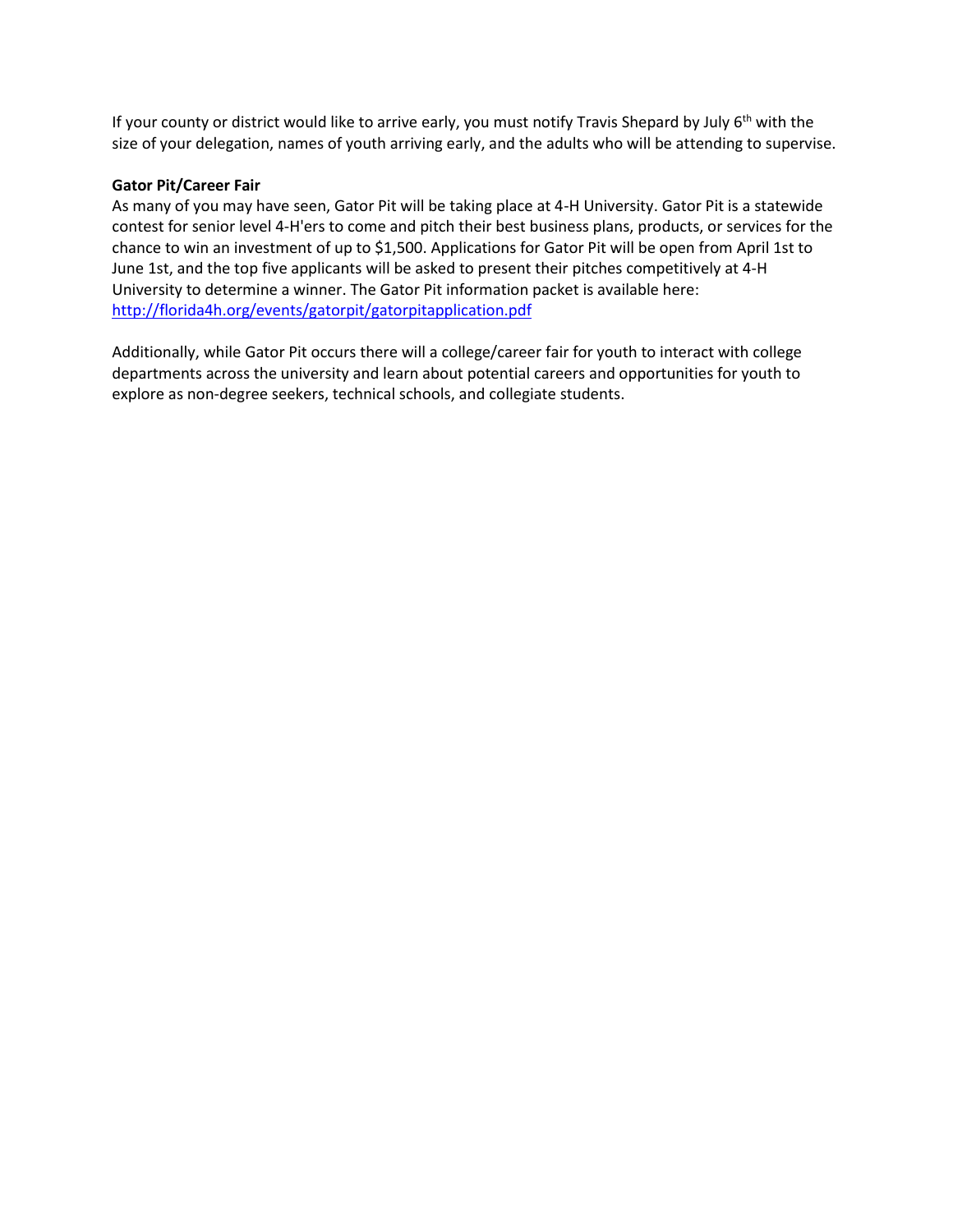If your county or district would like to arrive early, you must notify Travis Shepard by July 6th with the size of your delegation, names of youth arriving early, and the adults who will be attending to supervise.

**Gator Pit/Career Fair**

As many of you may have seen, Gator Pit will be taking place at 4-H University. Gator Pit is a statewide contest for senior level 4-H'ers to come and pitch their best business plans, products, or services for the chance to win an investment of up to $1,500. Applications for Gator Pit will be open from April 1st to June 1st, and the top five applicants will be asked to present their pitches competitively at 4-H University to determine a winner. The Gator Pit information packet is available here: [http://florida4h.org/events/gatorpit/gatorpitapplication.pdf](http://florida4h.org/events/gatorpit/gatorpitapplication.pdf)

Additionally, while Gator Pit occurs there will a college/career fair for youth to interact with college departments across the university and learn about potential careers and opportunities for youth to explore as non-degree seekers, technical schools, and collegiate students.